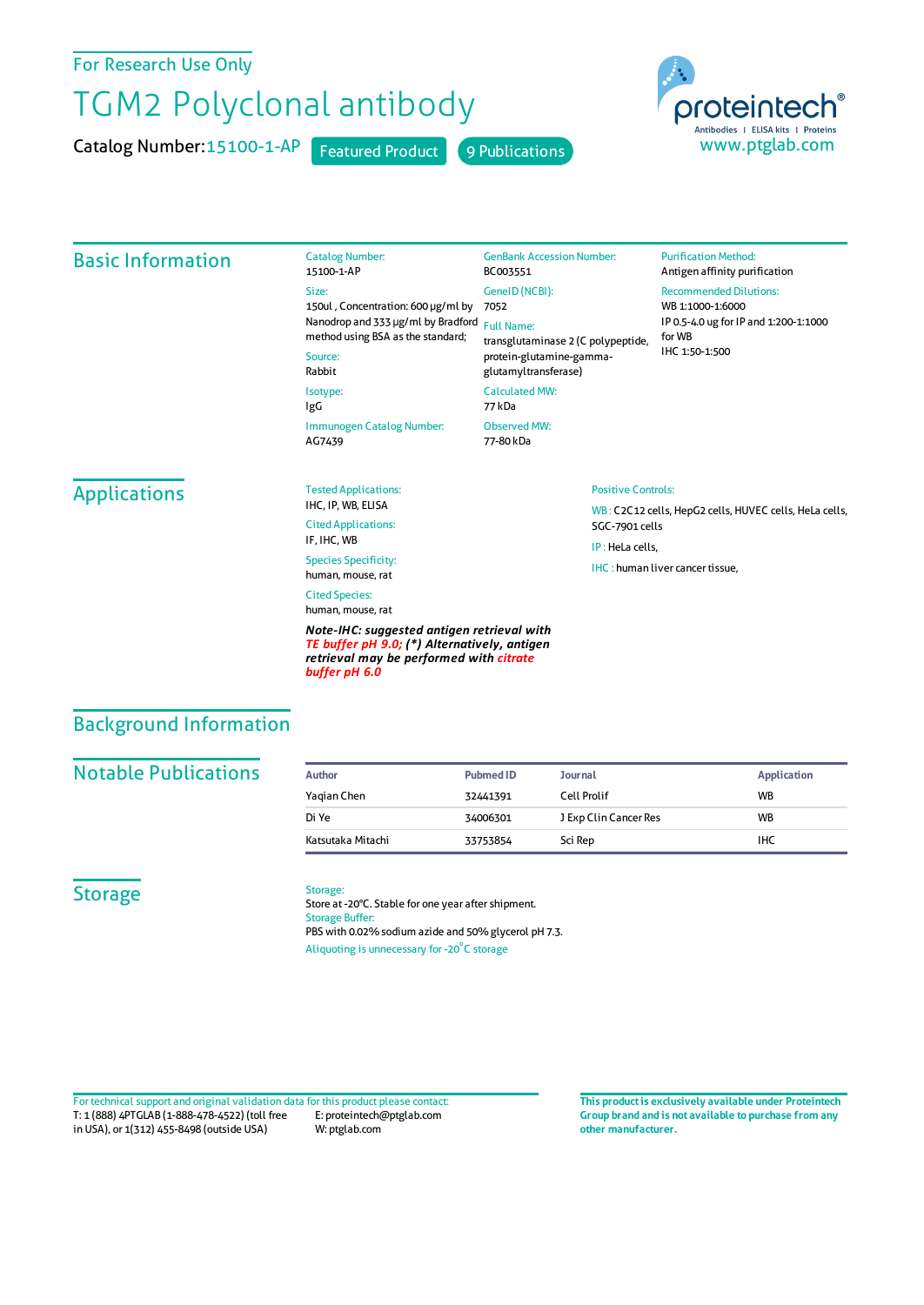For Research Use Only

# TGM2 Polyclonal antibody

Catalog Number: 15100-1-AP Featured Product 9 Publications

proteintech® Antibodies | ELISA kits | Proteins
www.ptglab.com

## Basic Information

Catalog Number:
15100-1-AP

Size:
150ul , Concentration: 600 μg/ml by Nanodrop and 333 μg/ml by Bradford method using BSA as the standard;

Source:
Rabbit

Isotype:
IgG

Immunogen Catalog Number:
AG7439

GenBank Accession Number:
BC003551

GeneID (NCBI):
7052

Full Name:
transglutaminase 2 (C polypeptide, protein-glutamine-gamma-glutamyltransferase)

Calculated MW:
77 kDa

Observed MW:
77-80 kDa

Purification Method:
Antigen affinity purification

Recommended Dilutions:
WB 1:1000-1:6000
IP 0.5-4.0 ug for IP and 1:200-1:1000 for WB
IHC 1:50-1:500

## Applications

Tested Applications:
IHC, IP, WB, ELISA

Cited Applications:
IF, IHC, WB

Species Specificity:
human, mouse, rat

Cited Species:
human, mouse, rat

***Note-IHC: suggested antigen retrieval with TE buffer pH 9.0; (\*) Alternatively, antigen retrieval may be performed with citrate buffer pH 6.0***

Positive Controls:

WB : C2C12 cells, HepG2 cells, HUVEC cells, HeLa cells, SGC-7901 cells

IP : HeLa cells,

IHC : human liver cancer tissue,

## Background Information

## Notable Publications

| Author | Pubmed ID | Journal | Application |
|---|---|---|---|
| Yaqian Chen | 32441391 | Cell Prolif | WB |
| Di Ye | 34006301 | J Exp Clin Cancer Res | WB |
| Katsutaka Mitachi | 33753854 | Sci Rep | IHC |

## Storage

Storage:
Store at -20°C. Stable for one year after shipment.

Storage Buffer:
PBS with 0.02% sodium azide and 50% glycerol pH 7.3.

Aliquoting is unnecessary for -20°C storage

For technical support and original validation data for this product please contact:
T: 1 (888) 4PTGLAB (1-888-478-4522) (toll free in USA), or 1(312) 455-8498 (outside USA)
E: proteintech@ptglab.com
W: ptglab.com

**This product is exclusively available under Proteintech Group brand and is not available to purchase from any other manufacturer.**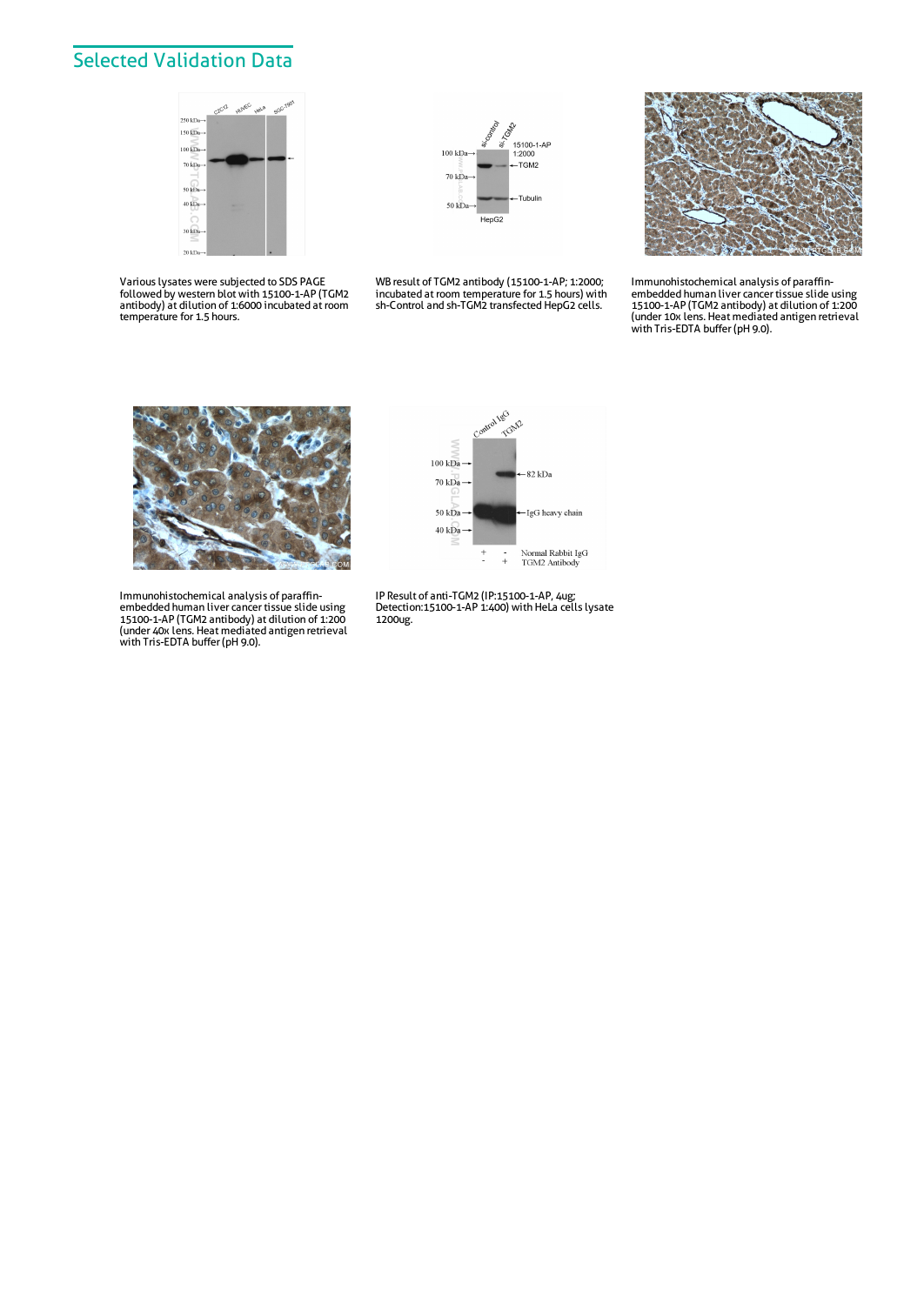## Selected Validation Data

250 kDa
150 kDa
100 kDa
70 kDa
50 kDa
40 kDa
30 kDa
20 kDa
C2C12
HUVEC
HeLa
SGC-7901

Various lysates were subjected to SDS PAGE followed by western blot with 15100-1-AP (TGM2 antibody) at dilution of 1:6000 incubated at room temperature for 1.5 hours.

si-control
si-TGM2
15100-1-AP
1:2000
100 kDa
70 kDa
50 kDa
TGM2
Tubulin
HepG2

WB result of TGM2 antibody (15100-1-AP; 1:2000; incubated at room temperature for 1.5 hours) with sh-Control and sh-TGM2 transfected HepG2 cells.

Immunohistochemical analysis of paraffin-embedded human liver cancer tissue slide using 15100-1-AP (TGM2 antibody) at dilution of 1:200 (under 10x lens. Heat mediated antigen retrieval with Tris-EDTA buffer (pH 9.0).

Immunohistochemical analysis of paraffin-embedded human liver cancer tissue slide using 15100-1-AP (TGM2 antibody) at dilution of 1:200 (under 40x lens. Heat mediated antigen retrieval with Tris-EDTA buffer (pH 9.0).

Control IgG
TGM2
100 kDa
70 kDa
50 kDa
40 kDa
82 kDa
IgG heavy chain
+ - Normal Rabbit IgG
- + TGM2 Antibody

IP Result of anti-TGM2 (IP:15100-1-AP, 4ug; Detection:15100-1-AP 1:400) with HeLa cells lysate 1200ug.